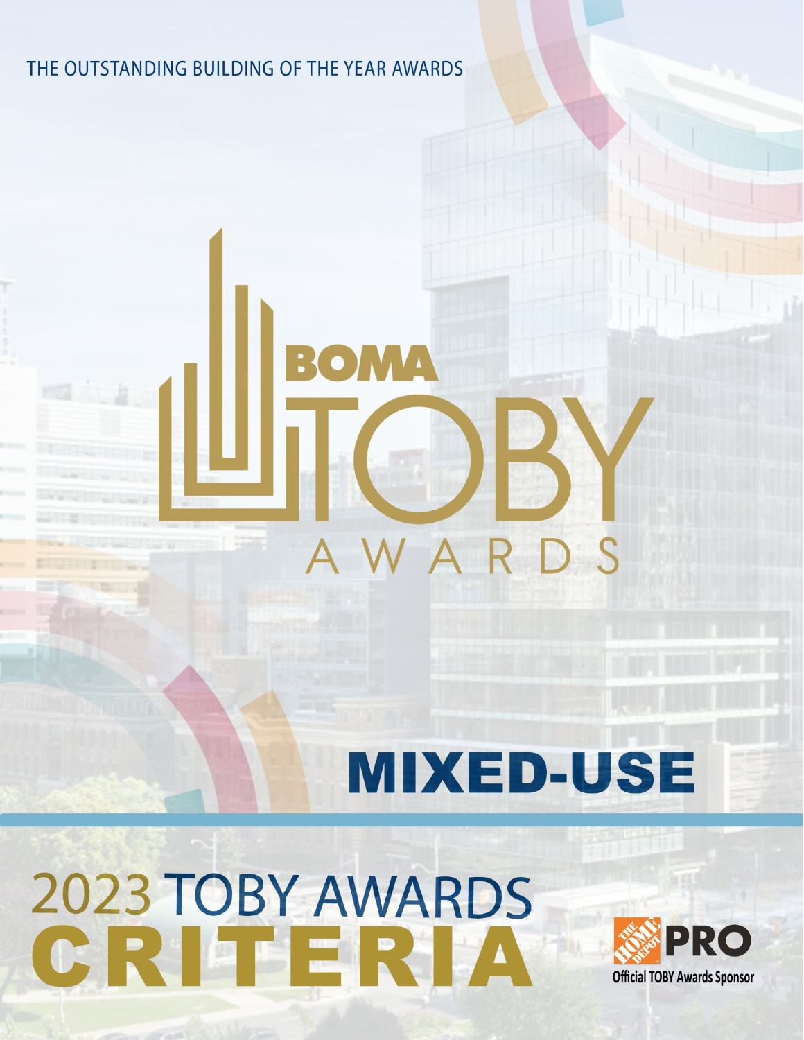THE OUTSTANDING BUILDING OF THE YEAR AWARDS

# BOMA TOBY AWARDS

## MIXED-USE

# 2023 TOBY AWARDS CRITERIA

THE HOME DEPOT PRO

Official TOBY Awards Sponsor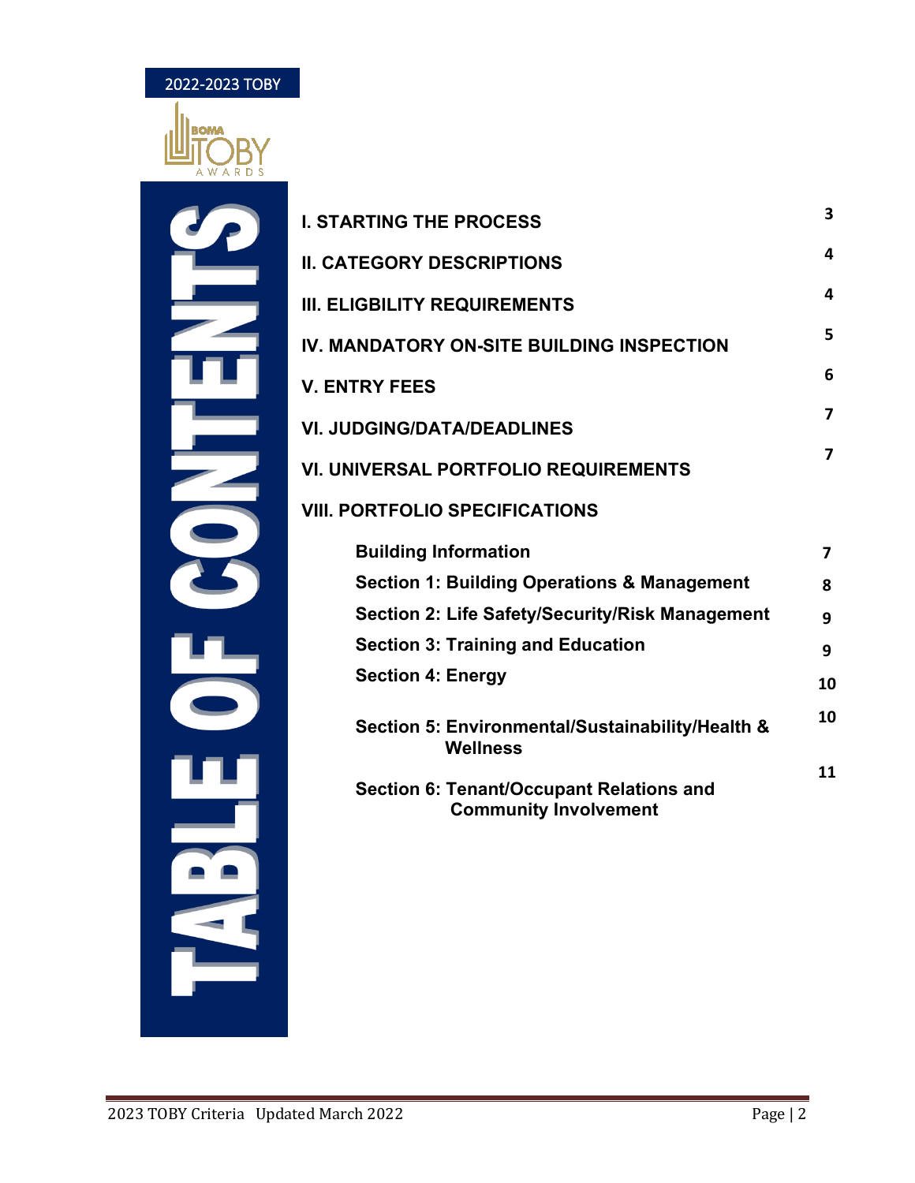2022-2023 TOBY

# TABLE OF CONTENTS

| | |
|---|---|
| **I. STARTING THE PROCESS** | 3 |
| **II. CATEGORY DESCRIPTIONS** | 4 |
| **III. ELIGBILITY REQUIREMENTS** | 4 |
| **IV. MANDATORY ON-SITE BUILDING INSPECTION** | 5 |
| **V. ENTRY FEES** | 6 |
| **VI. JUDGING/DATA/DEADLINES** | 7 |
| **VI. UNIVERSAL PORTFOLIO REQUIREMENTS** | 7 |
| **VIII. PORTFOLIO SPECIFICATIONS** | |
| **Building Information** | 7 |
| **Section 1: Building Operations & Management** | 8 |
| **Section 2: Life Safety/Security/Risk Management** | 9 |
| **Section 3: Training and Education** | 9 |
| **Section 4: Energy** | 10 |
| **Section 5: Environmental/Sustainability/Health & Wellness** | 10 |
| **Section 6: Tenant/Occupant Relations and Community Involvement** | 11 |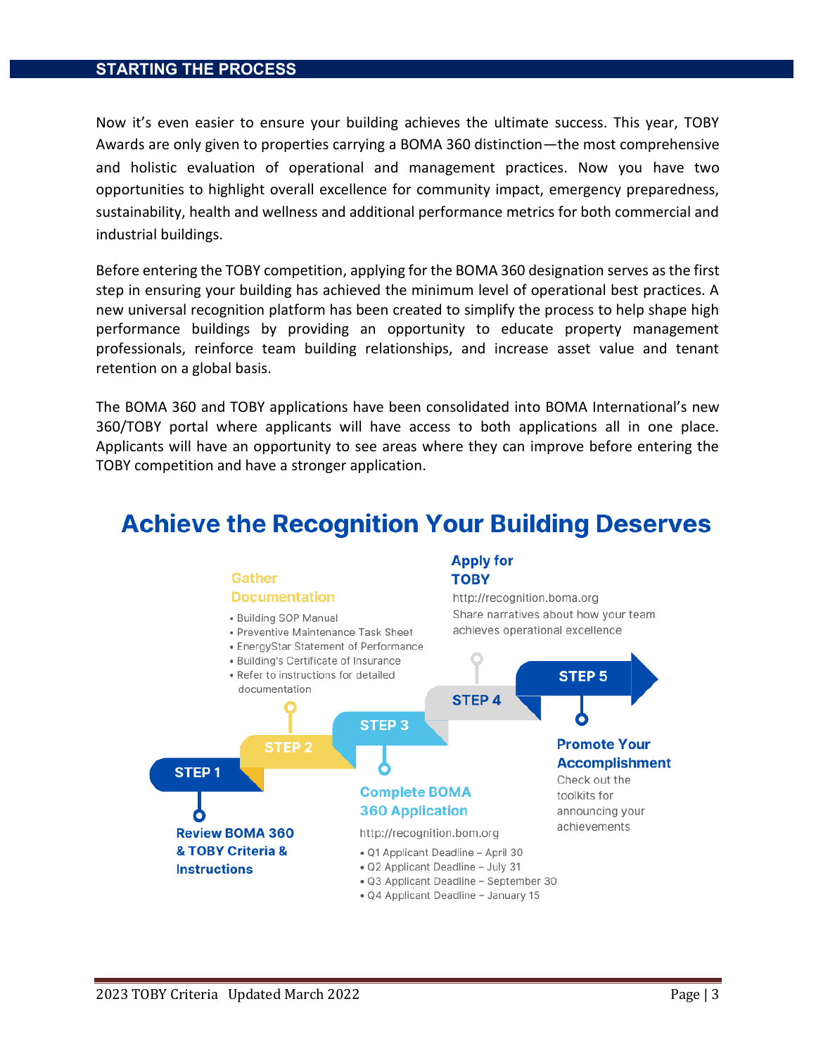## STARTING THE PROCESS

Now it's even easier to ensure your building achieves the ultimate success. This year, TOBY Awards are only given to properties carrying a BOMA 360 distinction—the most comprehensive and holistic evaluation of operational and management practices. Now you have two opportunities to highlight overall excellence for community impact, emergency preparedness, sustainability, health and wellness and additional performance metrics for both commercial and industrial buildings.

Before entering the TOBY competition, applying for the BOMA 360 designation serves as the first step in ensuring your building has achieved the minimum level of operational best practices. A new universal recognition platform has been created to simplify the process to help shape high performance buildings by providing an opportunity to educate property management professionals, reinforce team building relationships, and increase asset value and tenant retention on a global basis.

The BOMA 360 and TOBY applications have been consolidated into BOMA International's new 360/TOBY portal where applicants will have access to both applications all in one place. Applicants will have an opportunity to see areas where they can improve before entering the TOBY competition and have a stronger application.

## Achieve the Recognition Your Building Deserves

**STEP 1** – **Review BOMA 360 & TOBY Criteria & Instructions**

**STEP 2** – **Gather Documentation**

- Building SOP Manual
- Preventive Maintenance Task Sheet
- EnergyStar Statement of Performance
- Building's Certificate of Insurance
- Refer to instructions for detailed documentation

**STEP 3** – **Complete BOMA 360 Application**

http://recognition.bom.org

- Q1 Applicant Deadline – April 30
- Q2 Applicant Deadline – July 31
- Q3 Applicant Deadline – September 30
- Q4 Applicant Deadline – January 15

**STEP 4** – **Apply for TOBY**

http://recognition.boma.org

Share narratives about how your team achieves operational excellence

**STEP 5** – **Promote Your Accomplishment**

Check out the toolkits for announcing your achievements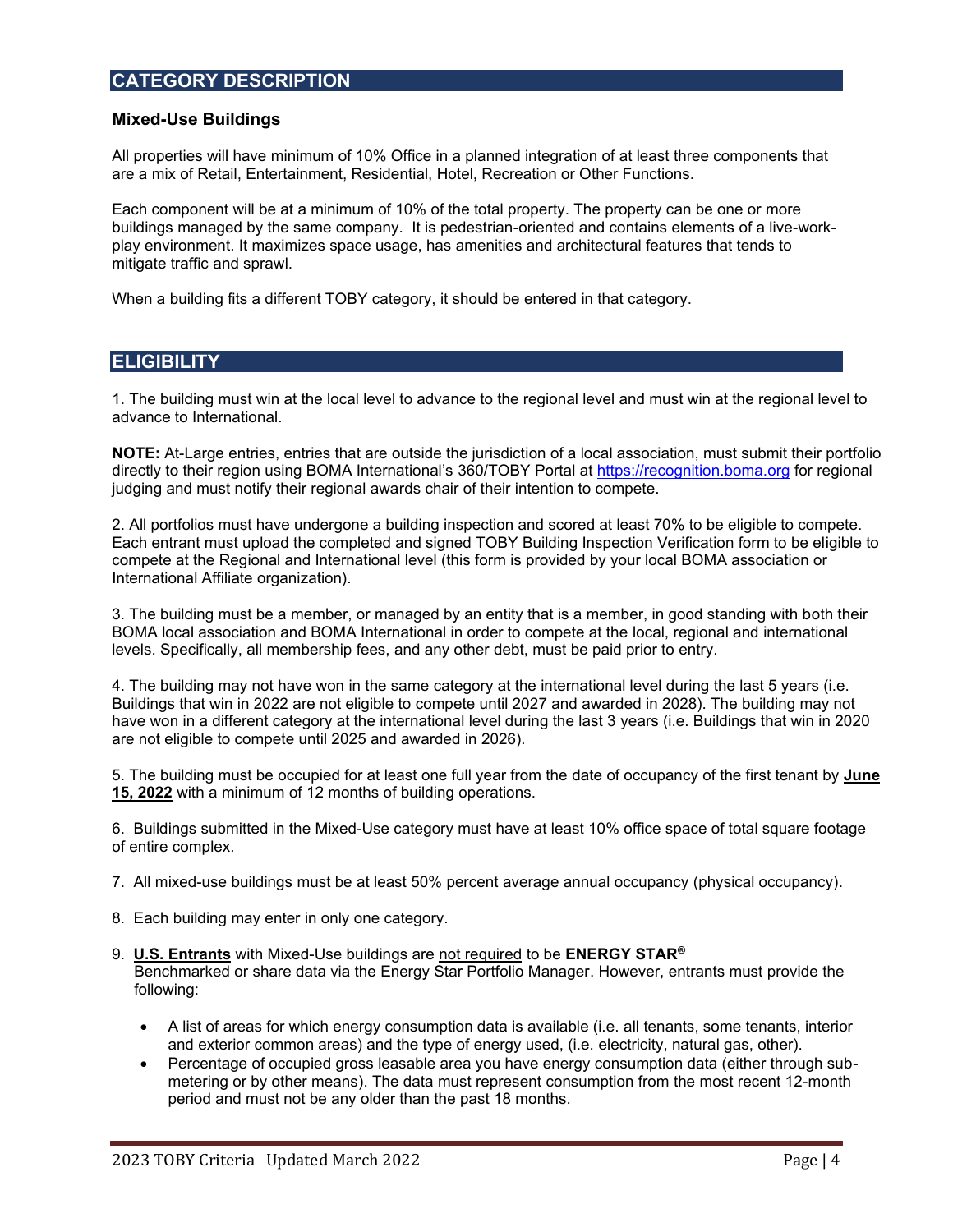## CATEGORY DESCRIPTION

### Mixed-Use Buildings

All properties will have minimum of 10% Office in a planned integration of at least three components that are a mix of Retail, Entertainment, Residential, Hotel, Recreation or Other Functions.

Each component will be at a minimum of 10% of the total property. The property can be one or more buildings managed by the same company. It is pedestrian-oriented and contains elements of a live-work-play environment. It maximizes space usage, has amenities and architectural features that tends to mitigate traffic and sprawl.

When a building fits a different TOBY category, it should be entered in that category.

## ELIGIBILITY

1. The building must win at the local level to advance to the regional level and must win at the regional level to advance to International.

**NOTE:** At-Large entries, entries that are outside the jurisdiction of a local association, must submit their portfolio directly to their region using BOMA International's 360/TOBY Portal at https://recognition.boma.org for regional judging and must notify their regional awards chair of their intention to compete.

2. All portfolios must have undergone a building inspection and scored at least 70% to be eligible to compete. Each entrant must upload the completed and signed TOBY Building Inspection Verification form to be eligible to compete at the Regional and International level (this form is provided by your local BOMA association or International Affiliate organization).

3. The building must be a member, or managed by an entity that is a member, in good standing with both their BOMA local association and BOMA International in order to compete at the local, regional and international levels. Specifically, all membership fees, and any other debt, must be paid prior to entry.

4. The building may not have won in the same category at the international level during the last 5 years (i.e. Buildings that win in 2022 are not eligible to compete until 2027 and awarded in 2028). The building may not have won in a different category at the international level during the last 3 years (i.e. Buildings that win in 2020 are not eligible to compete until 2025 and awarded in 2026).

5. The building must be occupied for at least one full year from the date of occupancy of the first tenant by **June 15, 2022** with a minimum of 12 months of building operations.

6. Buildings submitted in the Mixed-Use category must have at least 10% office space of total square footage of entire complex.

7. All mixed-use buildings must be at least 50% percent average annual occupancy (physical occupancy).

8. Each building may enter in only one category.

9. **U.S. Entrants** with Mixed-Use buildings are not required to be **ENERGY STAR®** Benchmarked or share data via the Energy Star Portfolio Manager. However, entrants must provide the following:

   - A list of areas for which energy consumption data is available (i.e. all tenants, some tenants, interior and exterior common areas) and the type of energy used, (i.e. electricity, natural gas, other).
   - Percentage of occupied gross leasable area you have energy consumption data (either through sub-metering or by other means). The data must represent consumption from the most recent 12-month period and must not be any older than the past 18 months.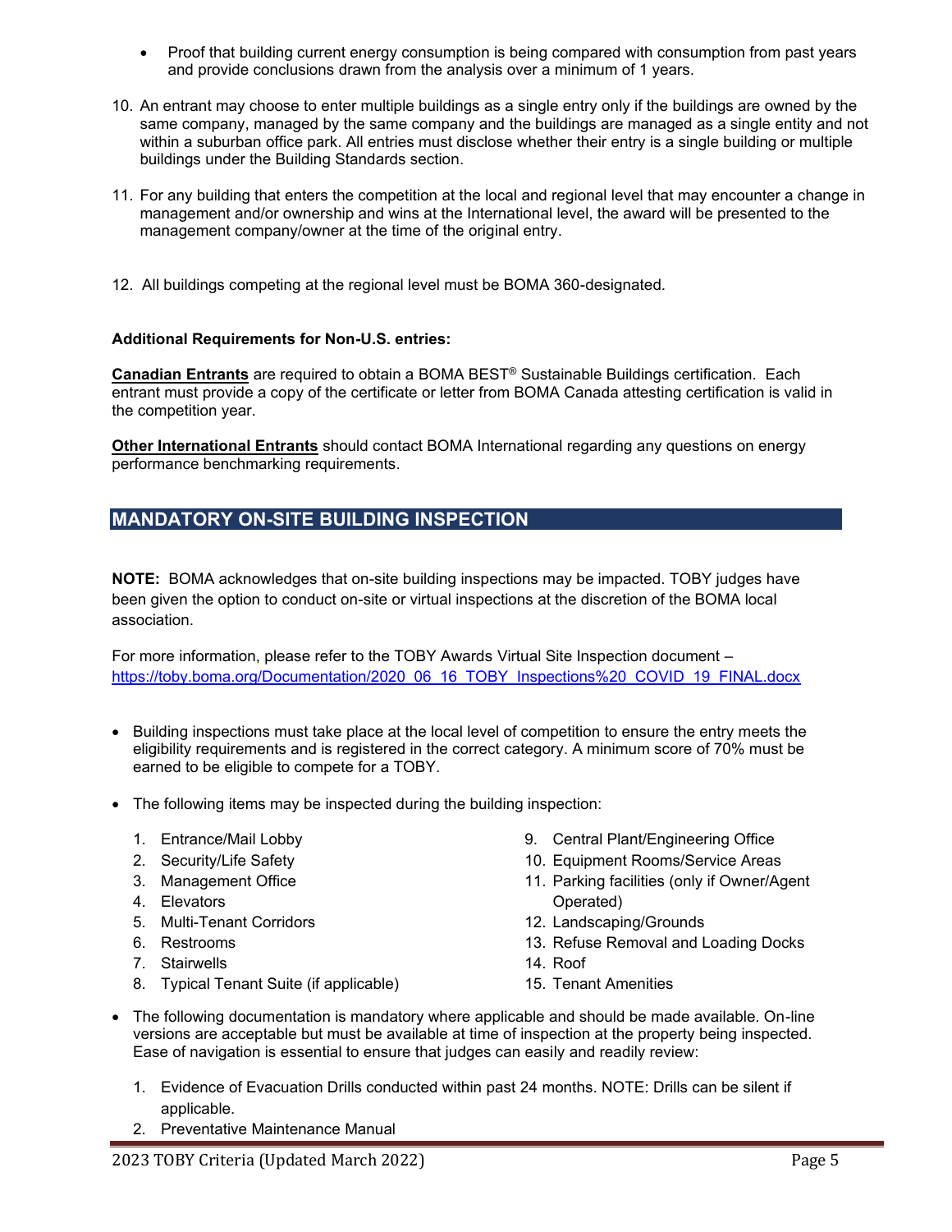- Proof that building current energy consumption is being compared with consumption from past years and provide conclusions drawn from the analysis over a minimum of 1 years.

10. An entrant may choose to enter multiple buildings as a single entry only if the buildings are owned by the same company, managed by the same company and the buildings are managed as a single entity and not within a suburban office park. All entries must disclose whether their entry is a single building or multiple buildings under the Building Standards section.

11. For any building that enters the competition at the local and regional level that may encounter a change in management and/or ownership and wins at the International level, the award will be presented to the management company/owner at the time of the original entry.

12. All buildings competing at the regional level must be BOMA 360-designated.

**Additional Requirements for Non-U.S. entries:**

**Canadian Entrants** are required to obtain a BOMA BEST® Sustainable Buildings certification. Each entrant must provide a copy of the certificate or letter from BOMA Canada attesting certification is valid in the competition year.

**Other International Entrants** should contact BOMA International regarding any questions on energy performance benchmarking requirements.

## MANDATORY ON-SITE BUILDING INSPECTION

**NOTE:** BOMA acknowledges that on-site building inspections may be impacted. TOBY judges have been given the option to conduct on-site or virtual inspections at the discretion of the BOMA local association.

For more information, please refer to the TOBY Awards Virtual Site Inspection document – https://toby.boma.org/Documentation/2020_06_16_TOBY_Inspections%20_COVID_19_FINAL.docx

- Building inspections must take place at the local level of competition to ensure the entry meets the eligibility requirements and is registered in the correct category. A minimum score of 70% must be earned to be eligible to compete for a TOBY.

- The following items may be inspected during the building inspection:

  1. Entrance/Mail Lobby
  2. Security/Life Safety
  3. Management Office
  4. Elevators
  5. Multi-Tenant Corridors
  6. Restrooms
  7. Stairwells
  8. Typical Tenant Suite (if applicable)
  9. Central Plant/Engineering Office
  10. Equipment Rooms/Service Areas
  11. Parking facilities (only if Owner/Agent Operated)
  12. Landscaping/Grounds
  13. Refuse Removal and Loading Docks
  14. Roof
  15. Tenant Amenities

- The following documentation is mandatory where applicable and should be made available. On-line versions are acceptable but must be available at time of inspection at the property being inspected. Ease of navigation is essential to ensure that judges can easily and readily review:

  1. Evidence of Evacuation Drills conducted within past 24 months. NOTE: Drills can be silent if applicable.
  2. Preventative Maintenance Manual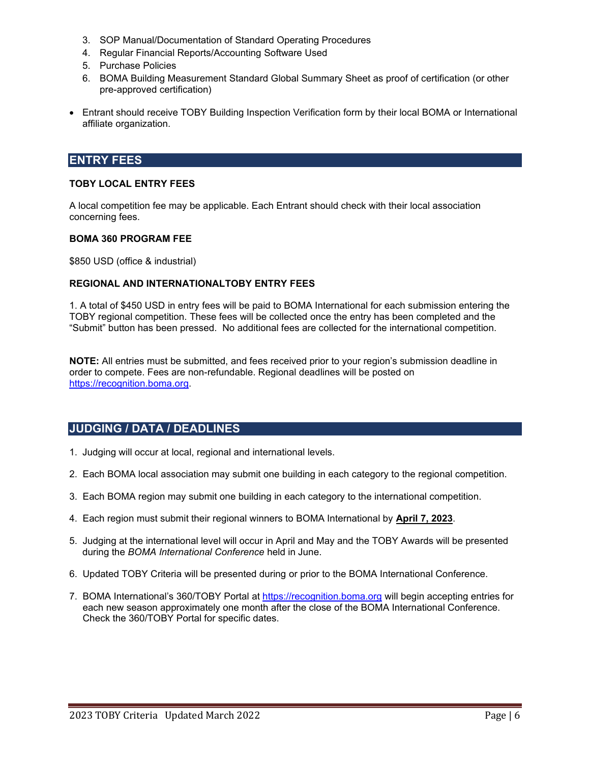3. SOP Manual/Documentation of Standard Operating Procedures
4. Regular Financial Reports/Accounting Software Used
5. Purchase Policies
6. BOMA Building Measurement Standard Global Summary Sheet as proof of certification (or other pre-approved certification)

- Entrant should receive TOBY Building Inspection Verification form by their local BOMA or International affiliate organization.

## ENTRY FEES

**TOBY LOCAL ENTRY FEES**

A local competition fee may be applicable. Each Entrant should check with their local association concerning fees.

**BOMA 360 PROGRAM FEE**

$850 USD (office & industrial)

**REGIONAL AND INTERNATIONALTOBY ENTRY FEES**

1. A total of $450 USD in entry fees will be paid to BOMA International for each submission entering the TOBY regional competition. These fees will be collected once the entry has been completed and the "Submit" button has been pressed. No additional fees are collected for the international competition.

**NOTE:** All entries must be submitted, and fees received prior to your region's submission deadline in order to compete. Fees are non-refundable. Regional deadlines will be posted on https://recognition.boma.org.

## JUDGING / DATA / DEADLINES

1. Judging will occur at local, regional and international levels.
2. Each BOMA local association may submit one building in each category to the regional competition.
3. Each BOMA region may submit one building in each category to the international competition.
4. Each region must submit their regional winners to BOMA International by **April 7, 2023**.
5. Judging at the international level will occur in April and May and the TOBY Awards will be presented during the *BOMA International Conference* held in June.
6. Updated TOBY Criteria will be presented during or prior to the BOMA International Conference.
7. BOMA International's 360/TOBY Portal at https://recognition.boma.org will begin accepting entries for each new season approximately one month after the close of the BOMA International Conference. Check the 360/TOBY Portal for specific dates.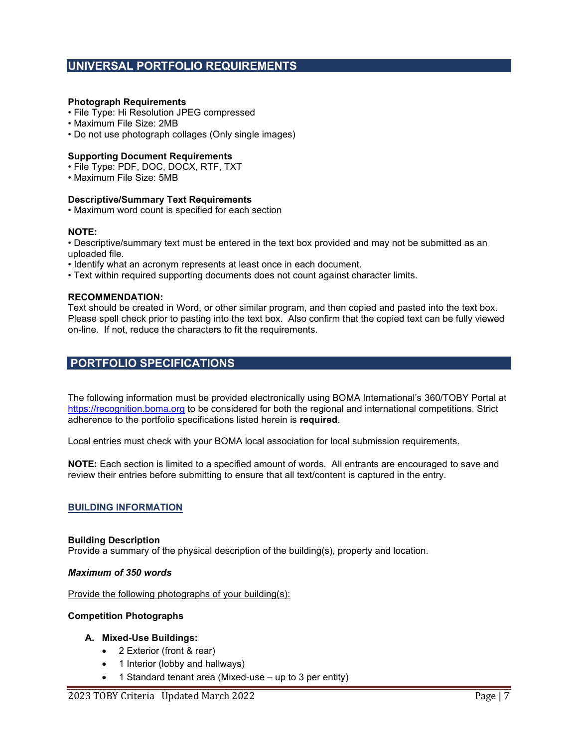## UNIVERSAL PORTFOLIO REQUIREMENTS

**Photograph Requirements**
- File Type: Hi Resolution JPEG compressed
- Maximum File Size: 2MB
- Do not use photograph collages (Only single images)

**Supporting Document Requirements**
- File Type: PDF, DOC, DOCX, RTF, TXT
- Maximum File Size: 5MB

**Descriptive/Summary Text Requirements**
- Maximum word count is specified for each section

**NOTE:**
- Descriptive/summary text must be entered in the text box provided and may not be submitted as an uploaded file.
- Identify what an acronym represents at least once in each document.
- Text within required supporting documents does not count against character limits.

**RECOMMENDATION:**
Text should be created in Word, or other similar program, and then copied and pasted into the text box. Please spell check prior to pasting into the text box. Also confirm that the copied text can be fully viewed on-line. If not, reduce the characters to fit the requirements.

## PORTFOLIO SPECIFICATIONS

The following information must be provided electronically using BOMA International's 360/TOBY Portal at https://recognition.boma.org to be considered for both the regional and international competitions. Strict adherence to the portfolio specifications listed herein is **required**.

Local entries must check with your BOMA local association for local submission requirements.

**NOTE:** Each section is limited to a specified amount of words. All entrants are encouraged to save and review their entries before submitting to ensure that all text/content is captured in the entry.

### BUILDING INFORMATION

**Building Description**
Provide a summary of the physical description of the building(s), property and location.

***Maximum of 350 words***

Provide the following photographs of your building(s):

**Competition Photographs**

**A. Mixed-Use Buildings:**
- 2 Exterior (front & rear)
- 1 Interior (lobby and hallways)
- 1 Standard tenant area (Mixed-use – up to 3 per entity)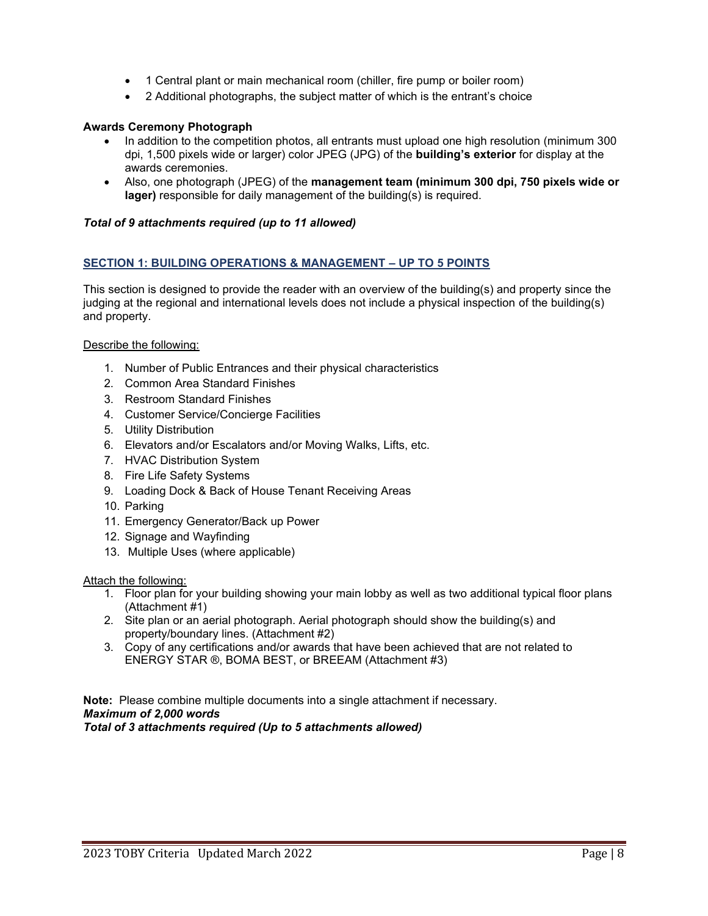- 1 Central plant or main mechanical room (chiller, fire pump or boiler room)
- 2 Additional photographs, the subject matter of which is the entrant's choice

**Awards Ceremony Photograph**

- In addition to the competition photos, all entrants must upload one high resolution (minimum 300 dpi, 1,500 pixels wide or larger) color JPEG (JPG) of the **building's exterior** for display at the awards ceremonies.
- Also, one photograph (JPEG) of the **management team (minimum 300 dpi, 750 pixels wide or lager)** responsible for daily management of the building(s) is required.

***Total of 9 attachments required (up to 11 allowed)***

## SECTION 1: BUILDING OPERATIONS & MANAGEMENT – UP TO 5 POINTS

This section is designed to provide the reader with an overview of the building(s) and property since the judging at the regional and international levels does not include a physical inspection of the building(s) and property.

Describe the following:

1. Number of Public Entrances and their physical characteristics
2. Common Area Standard Finishes
3. Restroom Standard Finishes
4. Customer Service/Concierge Facilities
5. Utility Distribution
6. Elevators and/or Escalators and/or Moving Walks, Lifts, etc.
7. HVAC Distribution System
8. Fire Life Safety Systems
9. Loading Dock & Back of House Tenant Receiving Areas
10. Parking
11. Emergency Generator/Back up Power
12. Signage and Wayfinding
13. Multiple Uses (where applicable)

Attach the following:

1. Floor plan for your building showing your main lobby as well as two additional typical floor plans (Attachment #1)
2. Site plan or an aerial photograph. Aerial photograph should show the building(s) and property/boundary lines. (Attachment #2)
3. Copy of any certifications and/or awards that have been achieved that are not related to ENERGY STAR ®, BOMA BEST, or BREEAM (Attachment #3)

**Note:** Please combine multiple documents into a single attachment if necessary.
***Maximum of 2,000 words***
***Total of 3 attachments required (Up to 5 attachments allowed)***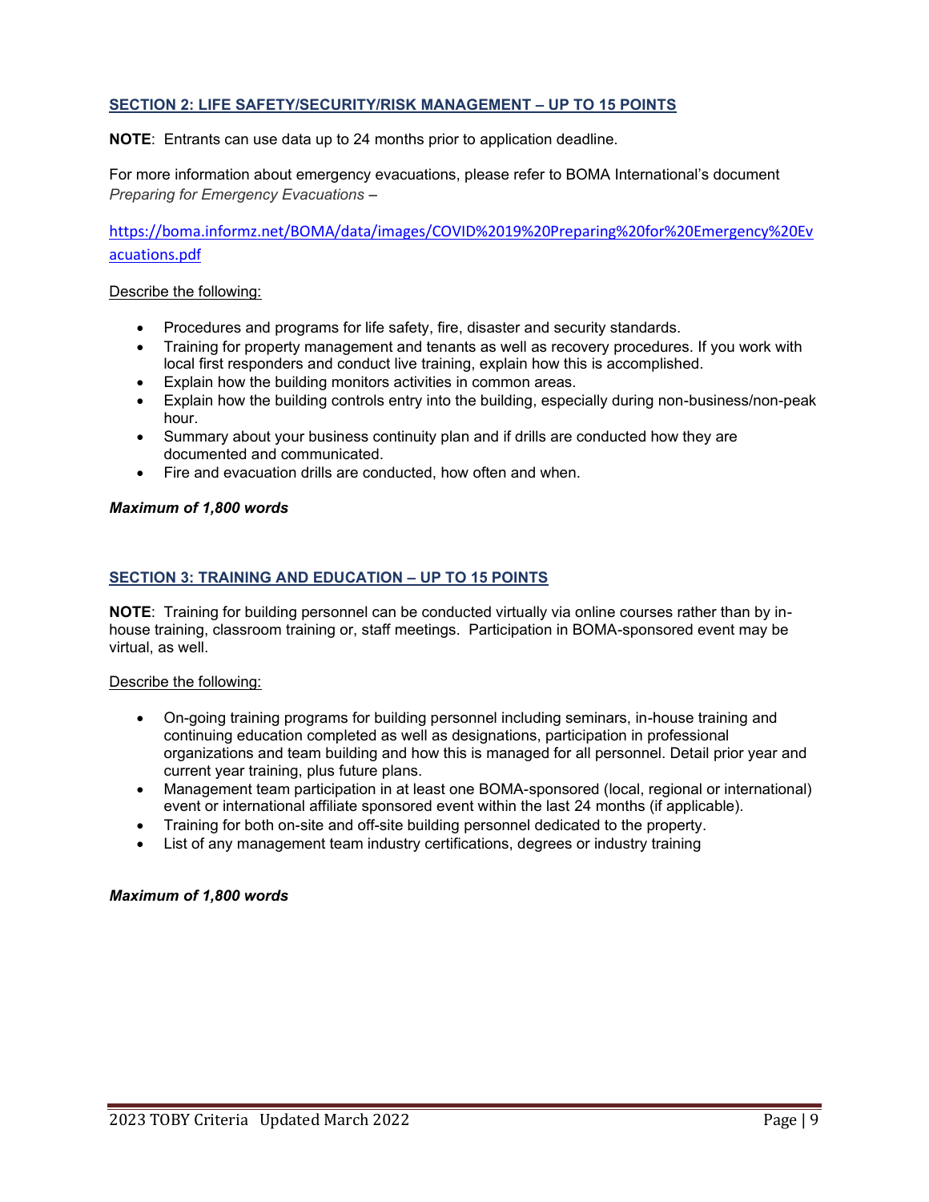## SECTION 2: LIFE SAFETY/SECURITY/RISK MANAGEMENT – UP TO 15 POINTS

**NOTE**: Entrants can use data up to 24 months prior to application deadline.

For more information about emergency evacuations, please refer to BOMA International's document *Preparing for Emergency Evacuations* –

https://boma.informz.net/BOMA/data/images/COVID%2019%20Preparing%20for%20Emergency%20Evacuations.pdf

Describe the following:

- Procedures and programs for life safety, fire, disaster and security standards.
- Training for property management and tenants as well as recovery procedures. If you work with local first responders and conduct live training, explain how this is accomplished.
- Explain how the building monitors activities in common areas.
- Explain how the building controls entry into the building, especially during non-business/non-peak hour.
- Summary about your business continuity plan and if drills are conducted how they are documented and communicated.
- Fire and evacuation drills are conducted, how often and when.

***Maximum of 1,800 words***

## SECTION 3: TRAINING AND EDUCATION – UP TO 15 POINTS

**NOTE**: Training for building personnel can be conducted virtually via online courses rather than by in-house training, classroom training or, staff meetings. Participation in BOMA-sponsored event may be virtual, as well.

Describe the following:

- On-going training programs for building personnel including seminars, in-house training and continuing education completed as well as designations, participation in professional organizations and team building and how this is managed for all personnel. Detail prior year and current year training, plus future plans.
- Management team participation in at least one BOMA-sponsored (local, regional or international) event or international affiliate sponsored event within the last 24 months (if applicable).
- Training for both on-site and off-site building personnel dedicated to the property.
- List of any management team industry certifications, degrees or industry training

***Maximum of 1,800 words***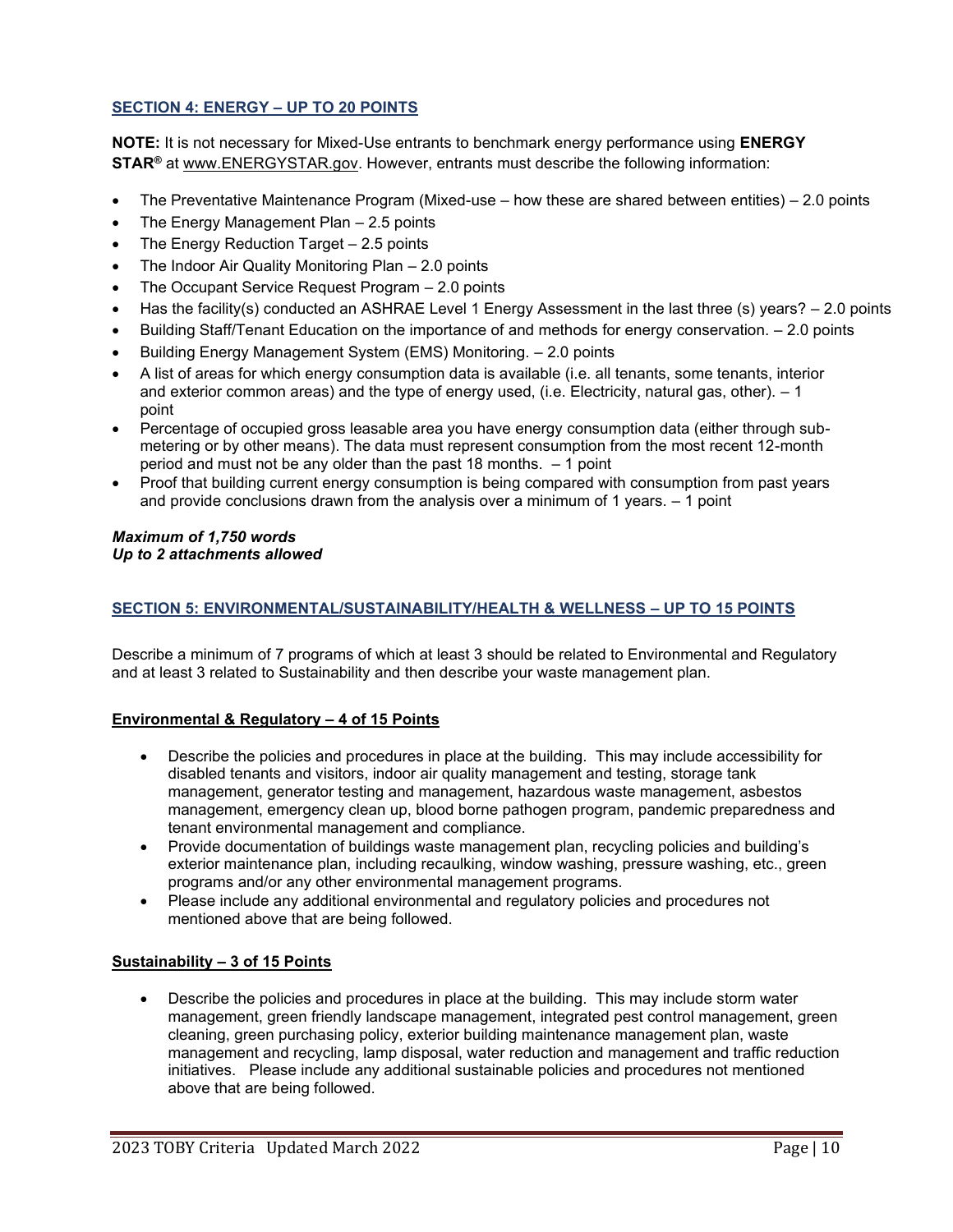## SECTION 4: ENERGY – UP TO 20 POINTS

**NOTE:** It is not necessary for Mixed-Use entrants to benchmark energy performance using **ENERGY STAR®** at www.ENERGYSTAR.gov. However, entrants must describe the following information:

- The Preventative Maintenance Program (Mixed-use – how these are shared between entities) – 2.0 points
- The Energy Management Plan – 2.5 points
- The Energy Reduction Target – 2.5 points
- The Indoor Air Quality Monitoring Plan – 2.0 points
- The Occupant Service Request Program – 2.0 points
- Has the facility(s) conducted an ASHRAE Level 1 Energy Assessment in the last three (s) years? – 2.0 points
- Building Staff/Tenant Education on the importance of and methods for energy conservation. – 2.0 points
- Building Energy Management System (EMS) Monitoring. – 2.0 points
- A list of areas for which energy consumption data is available (i.e. all tenants, some tenants, interior and exterior common areas) and the type of energy used, (i.e. Electricity, natural gas, other). – 1 point
- Percentage of occupied gross leasable area you have energy consumption data (either through sub-metering or by other means). The data must represent consumption from the most recent 12-month period and must not be any older than the past 18 months. – 1 point
- Proof that building current energy consumption is being compared with consumption from past years and provide conclusions drawn from the analysis over a minimum of 1 years. – 1 point

***Maximum of 1,750 words***
***Up to 2 attachments allowed***

## SECTION 5: ENVIRONMENTAL/SUSTAINABILITY/HEALTH & WELLNESS – UP TO 15 POINTS

Describe a minimum of 7 programs of which at least 3 should be related to Environmental and Regulatory and at least 3 related to Sustainability and then describe your waste management plan.

### Environmental & Regulatory – 4 of 15 Points

- Describe the policies and procedures in place at the building. This may include accessibility for disabled tenants and visitors, indoor air quality management and testing, storage tank management, generator testing and management, hazardous waste management, asbestos management, emergency clean up, blood borne pathogen program, pandemic preparedness and tenant environmental management and compliance.
- Provide documentation of buildings waste management plan, recycling policies and building's exterior maintenance plan, including recaulking, window washing, pressure washing, etc., green programs and/or any other environmental management programs.
- Please include any additional environmental and regulatory policies and procedures not mentioned above that are being followed.

### Sustainability – 3 of 15 Points

- Describe the policies and procedures in place at the building. This may include storm water management, green friendly landscape management, integrated pest control management, green cleaning, green purchasing policy, exterior building maintenance management plan, waste management and recycling, lamp disposal, water reduction and management and traffic reduction initiatives. Please include any additional sustainable policies and procedures not mentioned above that are being followed.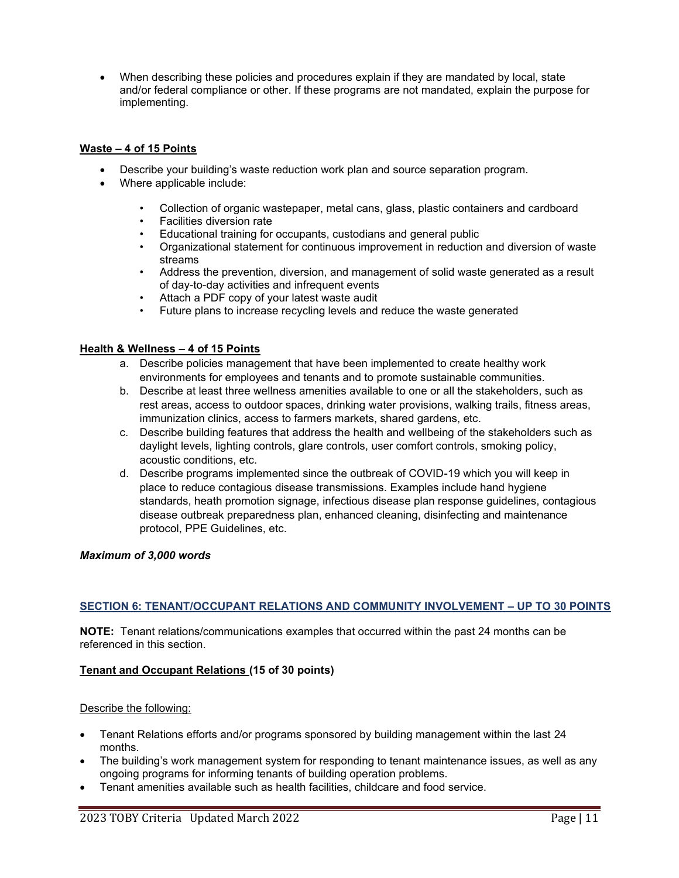- When describing these policies and procedures explain if they are mandated by local, state and/or federal compliance or other. If these programs are not mandated, explain the purpose for implementing.

**Waste – 4 of 15 Points**

- Describe your building's waste reduction work plan and source separation program.
- Where applicable include:
  - Collection of organic wastepaper, metal cans, glass, plastic containers and cardboard
  - Facilities diversion rate
  - Educational training for occupants, custodians and general public
  - Organizational statement for continuous improvement in reduction and diversion of waste streams
  - Address the prevention, diversion, and management of solid waste generated as a result of day-to-day activities and infrequent events
  - Attach a PDF copy of your latest waste audit
  - Future plans to increase recycling levels and reduce the waste generated

**Health & Wellness – 4 of 15 Points**

a. Describe policies management that have been implemented to create healthy work environments for employees and tenants and to promote sustainable communities.
b. Describe at least three wellness amenities available to one or all the stakeholders, such as rest areas, access to outdoor spaces, drinking water provisions, walking trails, fitness areas, immunization clinics, access to farmers markets, shared gardens, etc.
c. Describe building features that address the health and wellbeing of the stakeholders such as daylight levels, lighting controls, glare controls, user comfort controls, smoking policy, acoustic conditions, etc.
d. Describe programs implemented since the outbreak of COVID-19 which you will keep in place to reduce contagious disease transmissions. Examples include hand hygiene standards, heath promotion signage, infectious disease plan response guidelines, contagious disease outbreak preparedness plan, enhanced cleaning, disinfecting and maintenance protocol, PPE Guidelines, etc.

***Maximum of 3,000 words***

## SECTION 6: TENANT/OCCUPANT RELATIONS AND COMMUNITY INVOLVEMENT – UP TO 30 POINTS

**NOTE:** Tenant relations/communications examples that occurred within the past 24 months can be referenced in this section.

**Tenant and Occupant Relations (15 of 30 points)**

Describe the following:

- Tenant Relations efforts and/or programs sponsored by building management within the last 24 months.
- The building's work management system for responding to tenant maintenance issues, as well as any ongoing programs for informing tenants of building operation problems.
- Tenant amenities available such as health facilities, childcare and food service.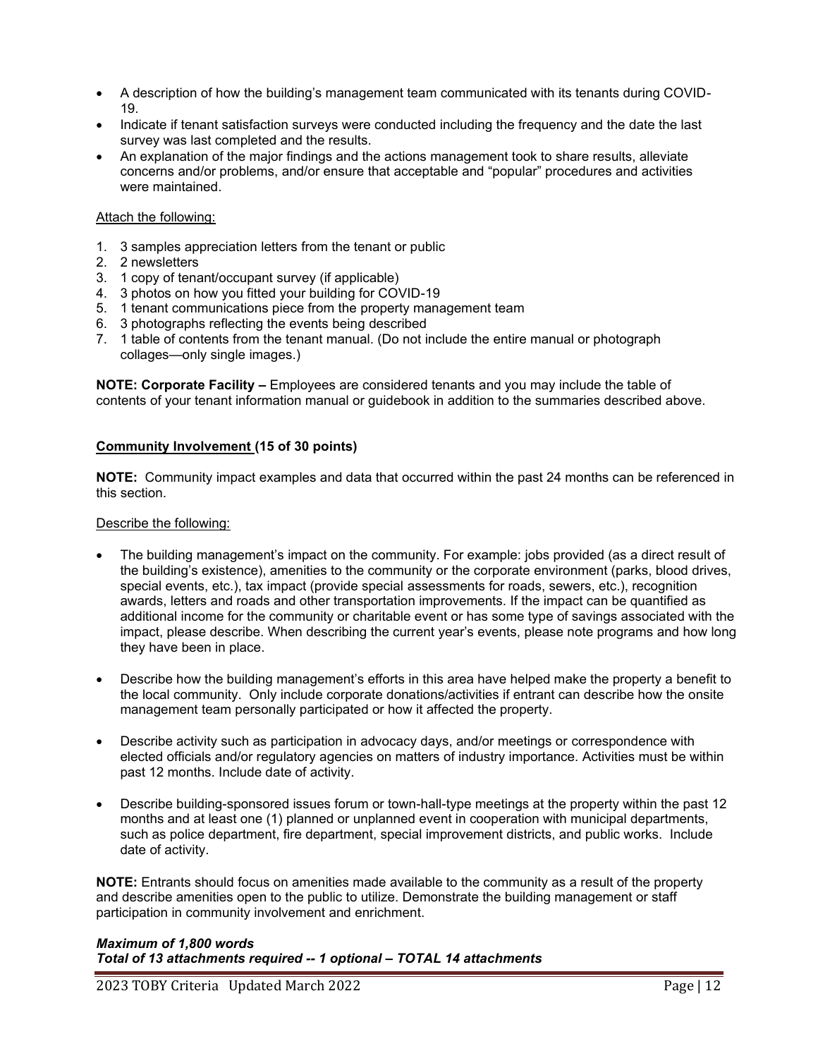- A description of how the building's management team communicated with its tenants during COVID-19.
- Indicate if tenant satisfaction surveys were conducted including the frequency and the date the last survey was last completed and the results.
- An explanation of the major findings and the actions management took to share results, alleviate concerns and/or problems, and/or ensure that acceptable and "popular" procedures and activities were maintained.

Attach the following:

1. 3 samples appreciation letters from the tenant or public
2. 2 newsletters
3. 1 copy of tenant/occupant survey (if applicable)
4. 3 photos on how you fitted your building for COVID-19
5. 1 tenant communications piece from the property management team
6. 3 photographs reflecting the events being described
7. 1 table of contents from the tenant manual. (Do not include the entire manual or photograph collages—only single images.)

**NOTE: Corporate Facility –** Employees are considered tenants and you may include the table of contents of your tenant information manual or guidebook in addition to the summaries described above.

**Community Involvement (15 of 30 points)**

**NOTE:** Community impact examples and data that occurred within the past 24 months can be referenced in this section.

Describe the following:

- The building management's impact on the community. For example: jobs provided (as a direct result of the building's existence), amenities to the community or the corporate environment (parks, blood drives, special events, etc.), tax impact (provide special assessments for roads, sewers, etc.), recognition awards, letters and roads and other transportation improvements. If the impact can be quantified as additional income for the community or charitable event or has some type of savings associated with the impact, please describe. When describing the current year's events, please note programs and how long they have been in place.

- Describe how the building management's efforts in this area have helped make the property a benefit to the local community. Only include corporate donations/activities if entrant can describe how the onsite management team personally participated or how it affected the property.

- Describe activity such as participation in advocacy days, and/or meetings or correspondence with elected officials and/or regulatory agencies on matters of industry importance. Activities must be within past 12 months. Include date of activity.

- Describe building-sponsored issues forum or town-hall-type meetings at the property within the past 12 months and at least one (1) planned or unplanned event in cooperation with municipal departments, such as police department, fire department, special improvement districts, and public works. Include date of activity.

**NOTE:** Entrants should focus on amenities made available to the community as a result of the property and describe amenities open to the public to utilize. Demonstrate the building management or staff participation in community involvement and enrichment.

***Maximum of 1,800 words***
***Total of 13 attachments required -- 1 optional – TOTAL 14 attachments***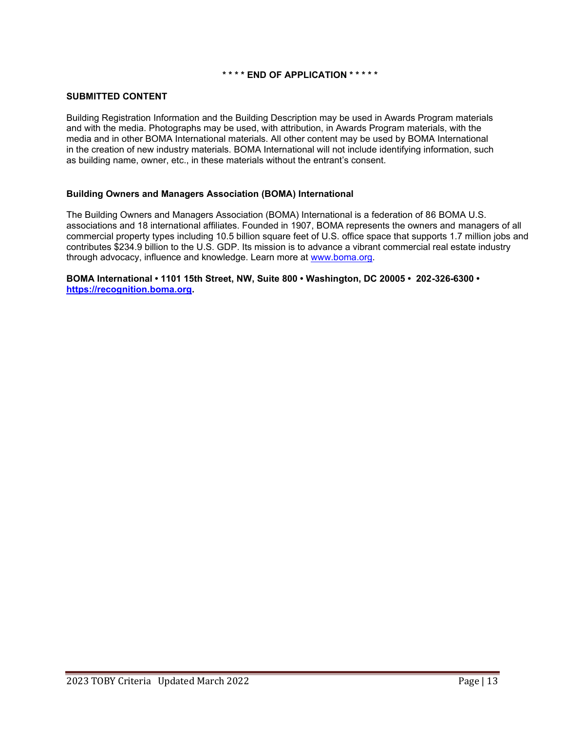**\* \* \* \* END OF APPLICATION \* \* \* \* \***

**SUBMITTED CONTENT**

Building Registration Information and the Building Description may be used in Awards Program materials and with the media. Photographs may be used, with attribution, in Awards Program materials, with the media and in other BOMA International materials. All other content may be used by BOMA International in the creation of new industry materials. BOMA International will not include identifying information, such as building name, owner, etc., in these materials without the entrant's consent.

**Building Owners and Managers Association (BOMA) International**

The Building Owners and Managers Association (BOMA) International is a federation of 86 BOMA U.S. associations and 18 international affiliates. Founded in 1907, BOMA represents the owners and managers of all commercial property types including 10.5 billion square feet of U.S. office space that supports 1.7 million jobs and contributes $234.9 billion to the U.S. GDP. Its mission is to advance a vibrant commercial real estate industry through advocacy, influence and knowledge. Learn more at [www.boma.org](http://www.boma.org).

**BOMA International • 1101 15th Street, NW, Suite 800 • Washington, DC 20005 • 202-326-6300 • [https://recognition.boma.org](https://recognition.boma.org).**